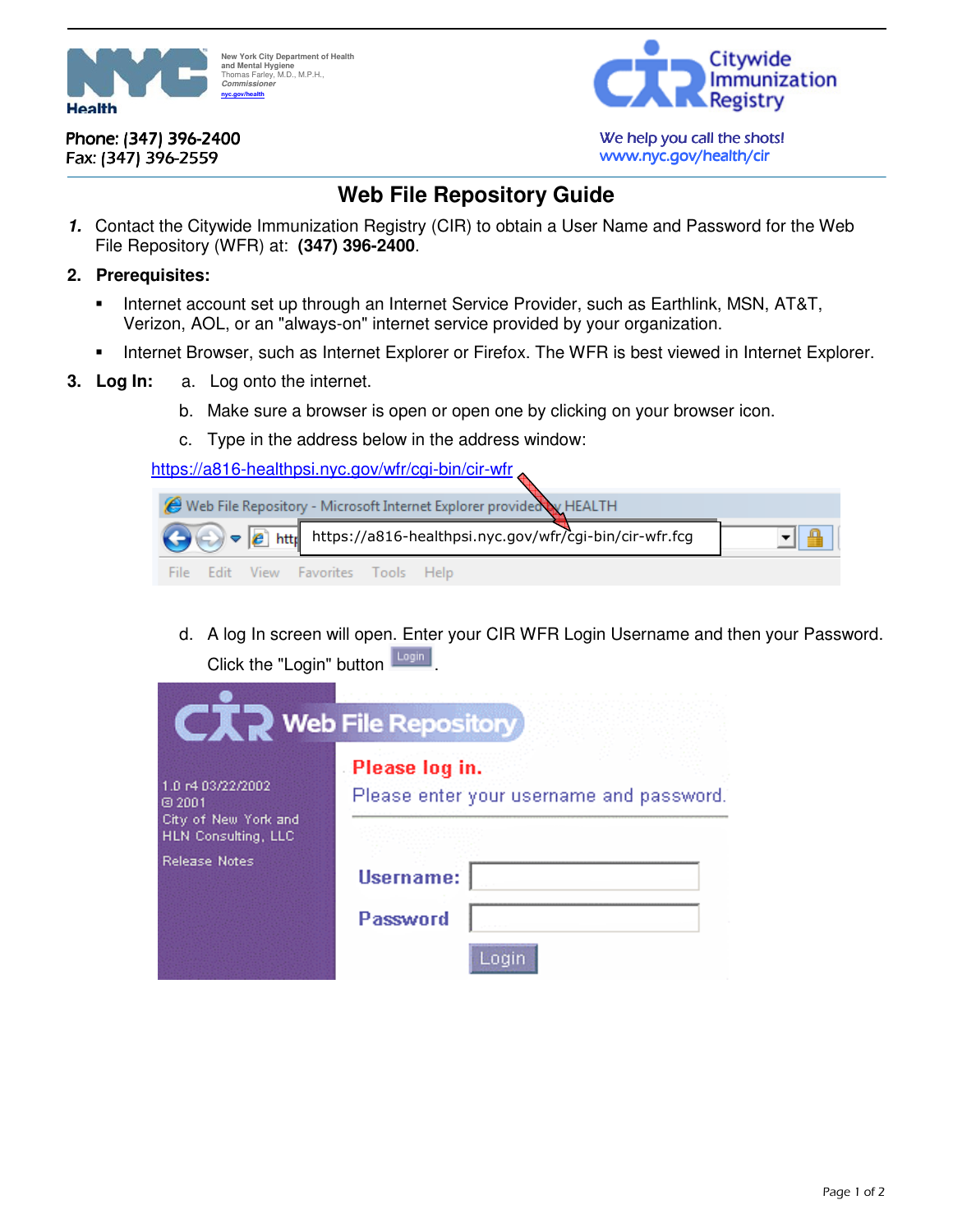New York City Department of Health and Mental Hygiene
Thomas Farley, M.D., M.P.H.,
*Commissioner*
nyc.gov/health

Phone: (347) 396-2400
Fax: (347) 396-2559

Citywide Immunization Registry

We help you call the shots!
www.nyc.gov/health/cir

# Web File Repository Guide

1. Contact the Citywide Immunization Registry (CIR) to obtain a User Name and Password for the Web File Repository (WFR) at: **(347) 396-2400**.

2. **Prerequisites:**
   - Internet account set up through an Internet Service Provider, such as Earthlink, MSN, AT&T, Verizon, AOL, or an "always-on" internet service provided by your organization.
   - Internet Browser, such as Internet Explorer or Firefox. The WFR is best viewed in Internet Explorer.

3. **Log In:**
   a. Log onto the internet.
   b. Make sure a browser is open or open one by clicking on your browser icon.
   c. Type in the address below in the address window:

   https://a816-healthpsi.nyc.gov/wfr/cgi-bin/cir-wfr

   Web File Repository - Microsoft Internet Explorer provided by HEALTH
   https://a816-healthpsi.nyc.gov/wfr/cgi-bin/cir-wfr.fcg
   File Edit View Favorites Tools Help

   d. A log In screen will open. Enter your CIR WFR Login Username and then your Password. Click the "Login" button Login.

   Web File Repository
   1.0 r4 03/22/2002
   © 2001
   City of New York and HLN Consulting, LLC
   Release Notes

   Please log in.
   Please enter your username and password.
   Username:
   Password
   Login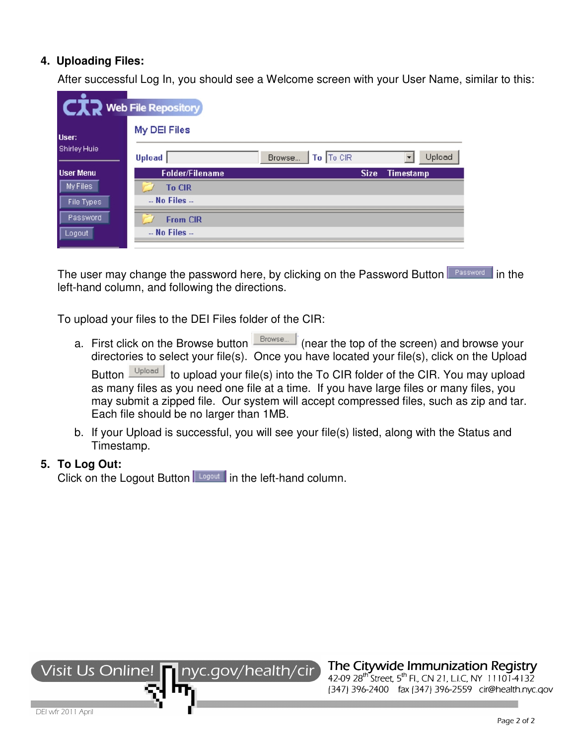4. **Uploading Files:**

   After successful Log In, you should see a Welcome screen with your User Name, similar to this:

   The user may change the password here, by clicking on the Password Button in the left-hand column, and following the directions.

   To upload your files to the DEI Files folder of the CIR:

   a. First click on the Browse button (near the top of the screen) and browse your directories to select your file(s). Once you have located your file(s), click on the Upload Button to upload your file(s) into the To CIR folder of the CIR. You may upload as many files as you need one file at a time. If you have large files or many files, you may submit a zipped file. Our system will accept compressed files, such as zip and tar. Each file should be no larger than 1MB.

   b. If your Upload is successful, you will see your file(s) listed, along with the Status and Timestamp.

5. **To Log Out:**

   Click on the Logout Button in the left-hand column.

Visit Us Online! nyc.gov/health/cir

The Citywide Immunization Registry
42-09 28th Street, 5th Fl., CN 21, L.I.C, NY 11101-4132
(347) 396-2400 fax (347) 396-2559 cir@health.nyc.gov

DEI wfr 2011 April